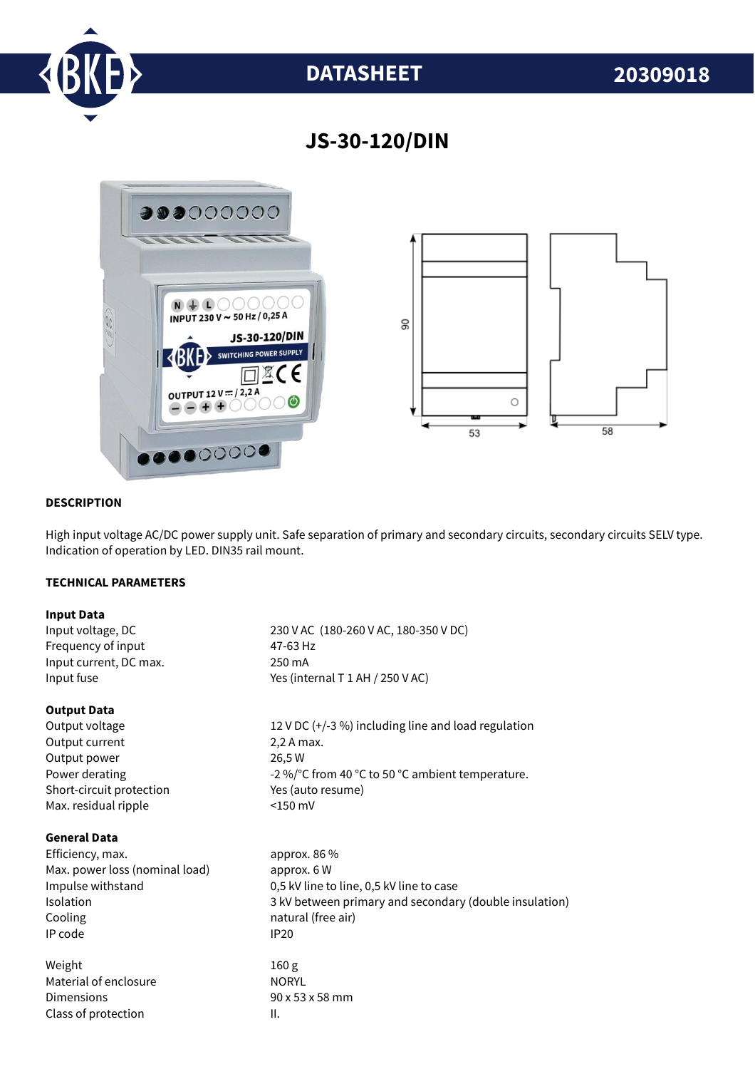# DATASHEET 20309018

## JS-30-120/DIN

### DESCRIPTION

High input voltage AC/DC power supply unit. Safe separation of primary and secondary circuits, secondary circuits SELV type. Indication of operation by LED. DIN35 rail mount.

### TECHNICAL PARAMETERS

**Input Data**

| | |
|---|---|
| Input voltage, DC | 230 V AC (180-260 V AC, 180-350 V DC) |
| Frequency of input | 47-63 Hz |
| Input current, DC max. | 250 mA |
| Input fuse | Yes (internal T 1 AH / 250 V AC) |

**Output Data**

| | |
|---|---|
| Output voltage | 12 V DC (+/-3 %) including line and load regulation |
| Output current | 2,2 A max. |
| Output power | 26,5 W |
| Power derating | -2 %/°C from 40 °C to 50 °C ambient temperature. |
| Short-circuit protection | Yes (auto resume) |
| Max. residual ripple | <150 mV |

**General Data**

| | |
|---|---|
| Efficiency, max. | approx. 86 % |
| Max. power loss (nominal load) | approx. 6 W |
| Impulse withstand | 0,5 kV line to line, 0,5 kV line to case |
| Isolation | 3 kV between primary and secondary (double insulation) |
| Cooling | natural (free air) |
| IP code | IP20 |
| | |
| Weight | 160 g |
| Material of enclosure | NORYL |
| Dimensions | 90 x 53 x 58 mm |
| Class of protection | II. |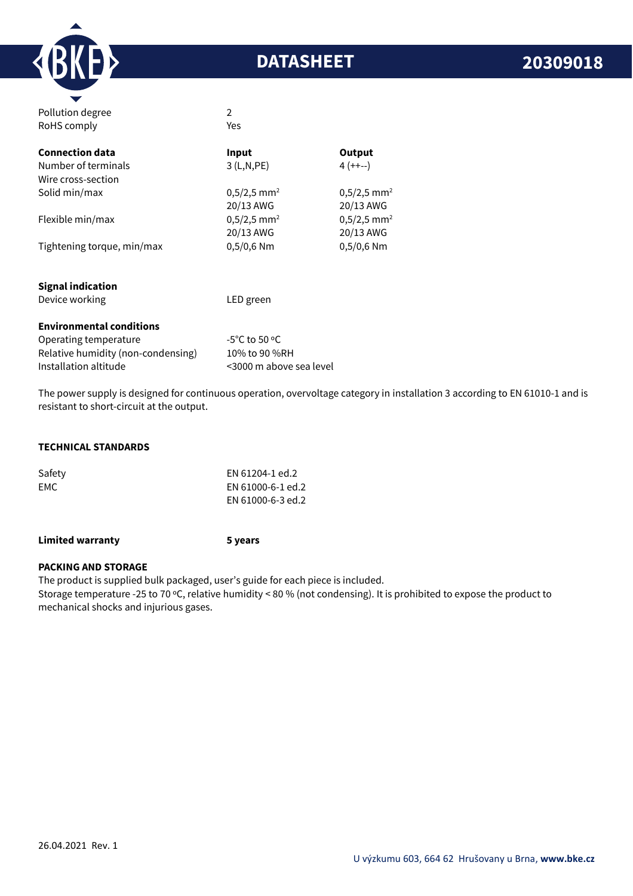| | |
|---|---|
| Pollution degree | 2 |
| RoHS comply | Yes |

| **Connection data** | **Input** | **Output** |
|---|---|---|
| Number of terminals | 3 (L,N,PE) | 4 (++--) |
| Wire cross-section | | |
| Solid min/max | 0,5/2,5 mm$^2$<br>20/13 AWG | 0,5/2,5 mm$^2$<br>20/13 AWG |
| Flexible min/max | 0,5/2,5 mm$^2$<br>20/13 AWG | 0,5/2,5 mm$^2$<br>20/13 AWG |
| Tightening torque, min/max | 0,5/0,6 Nm | 0,5/0,6 Nm |

| **Signal indication** | |
|---|---|
| Device working | LED green |

| **Environmental conditions** | |
|---|---|
| Operating temperature | -5°C to 50 °C |
| Relative humidity (non-condensing) | 10% to 90 %RH |
| Installation altitude | <3000 m above sea level |

The power supply is designed for continuous operation, overvoltage category in installation 3 according to EN 61010-1 and is resistant to short-circuit at the output.

**TECHNICAL STANDARDS**

| | |
|---|---|
| Safety | EN 61204-1 ed.2 |
| EMC | EN 61000-6-1 ed.2<br>EN 61000-6-3 ed.2 |

**Limited warranty** **5 years**

**PACKING AND STORAGE**

The product is supplied bulk packaged, user's guide for each piece is included.
Storage temperature -25 to 70 °C, relative humidity < 80 % (not condensing). It is prohibited to expose the product to mechanical shocks and injurious gases.

26.04.2021 Rev. 1